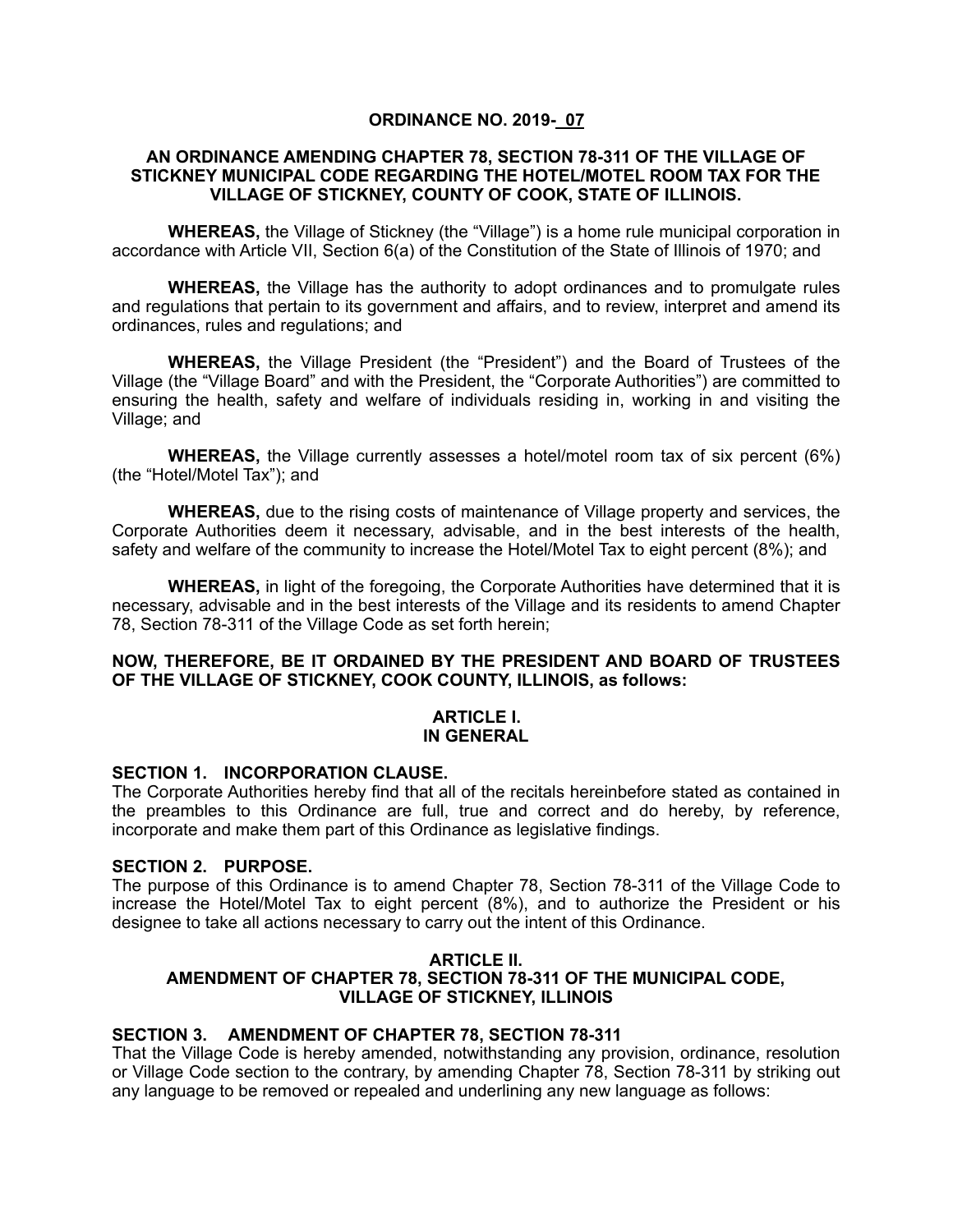**ORDINANCE NO. 2019-07**

**AN ORDINANCE AMENDING CHAPTER 78, SECTION 78-311 OF THE VILLAGE OF STICKNEY MUNICIPAL CODE REGARDING THE HOTEL/MOTEL ROOM TAX FOR THE VILLAGE OF STICKNEY, COUNTY OF COOK, STATE OF ILLINOIS.**

**WHEREAS,** the Village of Stickney (the "Village") is a home rule municipal corporation in accordance with Article VII, Section 6(a) of the Constitution of the State of Illinois of 1970; and

**WHEREAS,** the Village has the authority to adopt ordinances and to promulgate rules and regulations that pertain to its government and affairs, and to review, interpret and amend its ordinances, rules and regulations; and

**WHEREAS,** the Village President (the "President") and the Board of Trustees of the Village (the "Village Board" and with the President, the "Corporate Authorities") are committed to ensuring the health, safety and welfare of individuals residing in, working in and visiting the Village; and

**WHEREAS,** the Village currently assesses a hotel/motel room tax of six percent (6%) (the "Hotel/Motel Tax"); and

**WHEREAS,** due to the rising costs of maintenance of Village property and services, the Corporate Authorities deem it necessary, advisable, and in the best interests of the health, safety and welfare of the community to increase the Hotel/Motel Tax to eight percent (8%); and

**WHEREAS,** in light of the foregoing, the Corporate Authorities have determined that it is necessary, advisable and in the best interests of the Village and its residents to amend Chapter 78, Section 78-311 of the Village Code as set forth herein;

**NOW, THEREFORE, BE IT ORDAINED BY THE PRESIDENT AND BOARD OF TRUSTEES OF THE VILLAGE OF STICKNEY, COOK COUNTY, ILLINOIS, as follows:**

**ARTICLE I.**
**IN GENERAL**

**SECTION 1. INCORPORATION CLAUSE.**
The Corporate Authorities hereby find that all of the recitals hereinbefore stated as contained in the preambles to this Ordinance are full, true and correct and do hereby, by reference, incorporate and make them part of this Ordinance as legislative findings.

**SECTION 2. PURPOSE.**
The purpose of this Ordinance is to amend Chapter 78, Section 78-311 of the Village Code to increase the Hotel/Motel Tax to eight percent (8%), and to authorize the President or his designee to take all actions necessary to carry out the intent of this Ordinance.

**ARTICLE II.**
**AMENDMENT OF CHAPTER 78, SECTION 78-311 OF THE MUNICIPAL CODE, VILLAGE OF STICKNEY, ILLINOIS**

**SECTION 3. AMENDMENT OF CHAPTER 78, SECTION 78-311**
That the Village Code is hereby amended, notwithstanding any provision, ordinance, resolution or Village Code section to the contrary, by amending Chapter 78, Section 78-311 by striking out any language to be removed or repealed and underlining any new language as follows: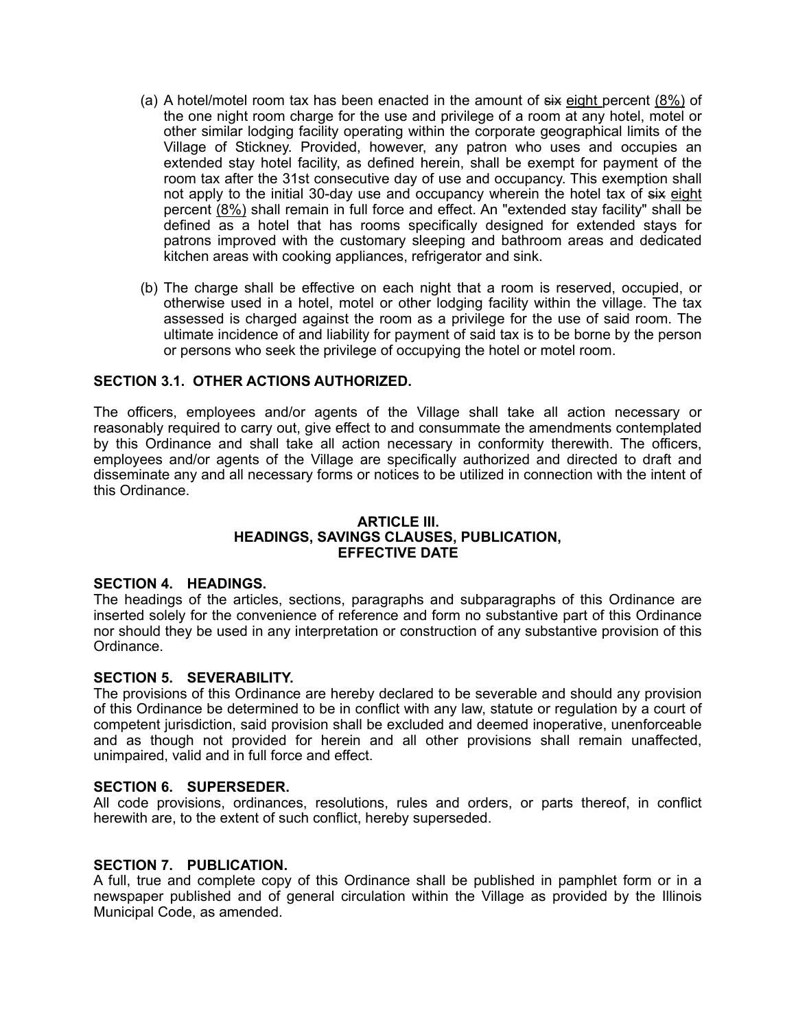(a) A hotel/motel room tax has been enacted in the amount of ~~six~~ eight percent (8%) of the one night room charge for the use and privilege of a room at any hotel, motel or other similar lodging facility operating within the corporate geographical limits of the Village of Stickney. Provided, however, any patron who uses and occupies an extended stay hotel facility, as defined herein, shall be exempt for payment of the room tax after the 31st consecutive day of use and occupancy. This exemption shall not apply to the initial 30-day use and occupancy wherein the hotel tax of ~~six~~ eight percent (8%) shall remain in full force and effect. An "extended stay facility" shall be defined as a hotel that has rooms specifically designed for extended stays for patrons improved with the customary sleeping and bathroom areas and dedicated kitchen areas with cooking appliances, refrigerator and sink.

(b) The charge shall be effective on each night that a room is reserved, occupied, or otherwise used in a hotel, motel or other lodging facility within the village. The tax assessed is charged against the room as a privilege for the use of said room. The ultimate incidence of and liability for payment of said tax is to be borne by the person or persons who seek the privilege of occupying the hotel or motel room.

**SECTION 3.1. OTHER ACTIONS AUTHORIZED.**

The officers, employees and/or agents of the Village shall take all action necessary or reasonably required to carry out, give effect to and consummate the amendments contemplated by this Ordinance and shall take all action necessary in conformity therewith. The officers, employees and/or agents of the Village are specifically authorized and directed to draft and disseminate any and all necessary forms or notices to be utilized in connection with the intent of this Ordinance.

## ARTICLE III.
## HEADINGS, SAVINGS CLAUSES, PUBLICATION, EFFECTIVE DATE

**SECTION 4. HEADINGS.**
The headings of the articles, sections, paragraphs and subparagraphs of this Ordinance are inserted solely for the convenience of reference and form no substantive part of this Ordinance nor should they be used in any interpretation or construction of any substantive provision of this Ordinance.

**SECTION 5. SEVERABILITY.**
The provisions of this Ordinance are hereby declared to be severable and should any provision of this Ordinance be determined to be in conflict with any law, statute or regulation by a court of competent jurisdiction, said provision shall be excluded and deemed inoperative, unenforceable and as though not provided for herein and all other provisions shall remain unaffected, unimpaired, valid and in full force and effect.

**SECTION 6. SUPERSEDER.**
All code provisions, ordinances, resolutions, rules and orders, or parts thereof, in conflict herewith are, to the extent of such conflict, hereby superseded.

**SECTION 7. PUBLICATION.**
A full, true and complete copy of this Ordinance shall be published in pamphlet form or in a newspaper published and of general circulation within the Village as provided by the Illinois Municipal Code, as amended.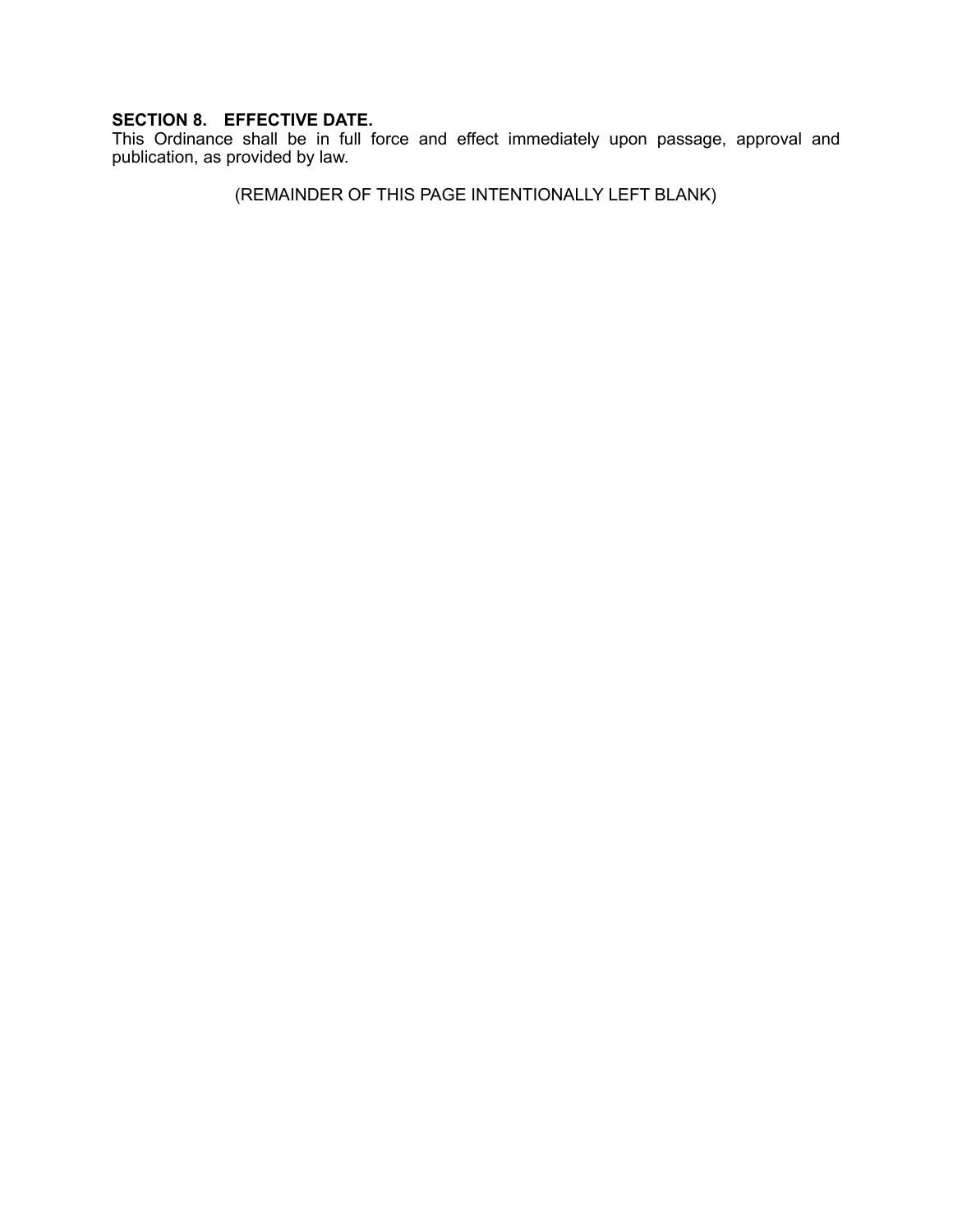**SECTION 8. EFFECTIVE DATE.**
This Ordinance shall be in full force and effect immediately upon passage, approval and publication, as provided by law.

(REMAINDER OF THIS PAGE INTENTIONALLY LEFT BLANK)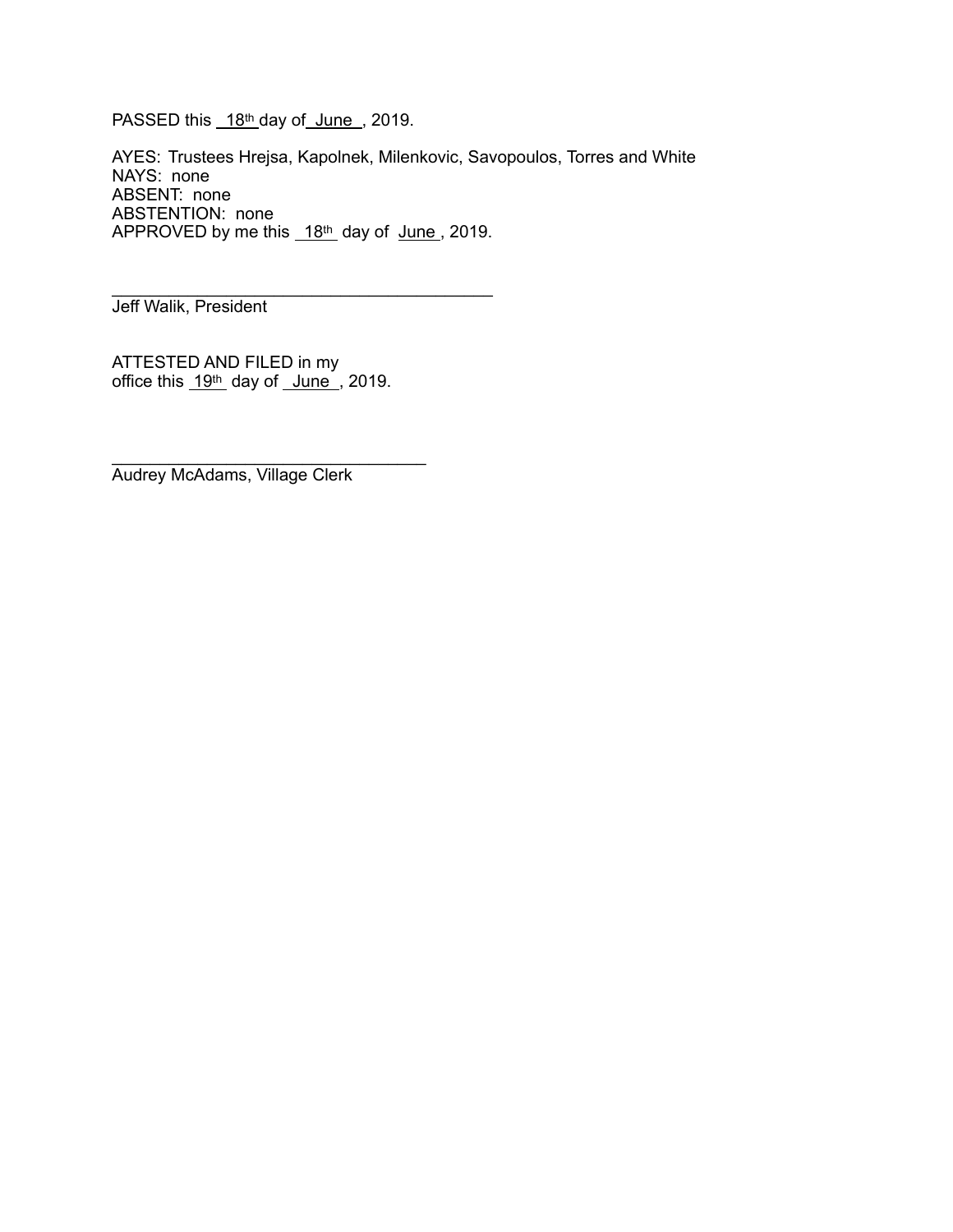PASSED this 18th day of June, 2019.

AYES: Trustees Hrejsa, Kapolnek, Milenkovic, Savopoulos, Torres and White
NAYS: none
ABSENT: none
ABSTENTION: none
APPROVED by me this 18th day of June, 2019.

\_\_\_\_\_\_\_\_\_\_\_\_\_\_\_\_\_\_\_\_\_\_\_\_\_\_\_\_\_\_\_\_\_\_\_\_\_\_\_\_
Jeff Walik, President

ATTESTED AND FILED in my
office this 19th day of June, 2019.

\_\_\_\_\_\_\_\_\_\_\_\_\_\_\_\_\_\_\_\_\_\_\_\_\_\_\_\_\_\_\_\_\_\_\_
Audrey McAdams, Village Clerk